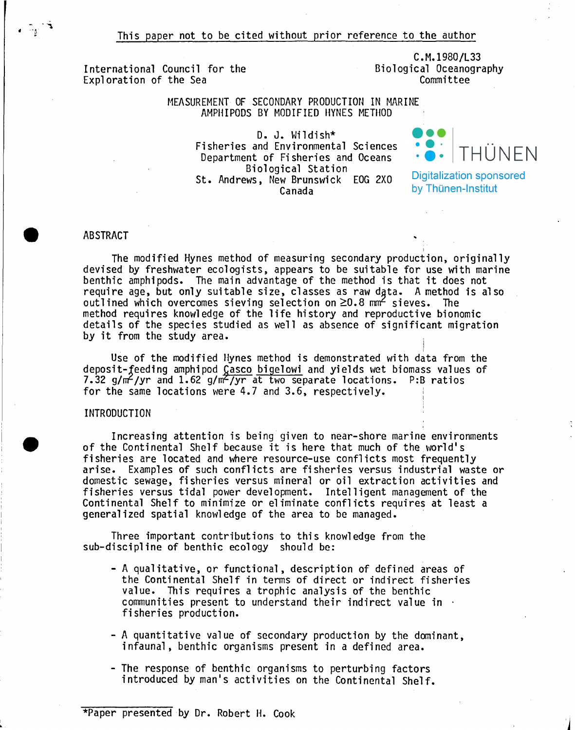This paper not to be cited without prior reference to the author

International Council for the Exploration of the Sea

C.M.1980/L33
Biological Oceanography Committee

# MEASUREMENT OF SECONDARY PRODUCTION IN MARINE AMPHIPODS BY MODIFIED HYNES METHOD

D. J. Wildish*
Fisheries and Environmental Sciences
Department of Fisheries and Oceans
Biological Station
St. Andrews, New Brunswick EOG 2X0
Canada

Digitalization sponsored by Thünen-Institut

## ABSTRACT

The modified Hynes method of measuring secondary production, originally devised by freshwater ecologists, appears to be suitable for use with marine benthic amphipods. The main advantage of the method is that it does not require age, but only suitable size, classes as raw data. A method is also outlined which overcomes sieving selection on ≥0.8 $mm^2$ sieves. The method requires knowledge of the life history and reproductive bionomic details of the species studied as well as absence of significant migration by it from the study area.

Use of the modified Hynes method is demonstrated with data from the deposit-feeding amphipod *Casco bigelowi* and yields wet biomass values of 7.32 $g/m^2/yr$ and 1.62 $g/m^2/yr$ at two separate locations. P:B ratios for the same locations were 4.7 and 3.6, respectively.

## INTRODUCTION

Increasing attention is being given to near-shore marine environments of the Continental Shelf because it is here that much of the world's fisheries are located and where resource-use conflicts most frequently arise. Examples of such conflicts are fisheries versus industrial waste or domestic sewage, fisheries versus mineral or oil extraction activities and fisheries versus tidal power development. Intelligent management of the Continental Shelf to minimize or eliminate conflicts requires at least a generalized spatial knowledge of the area to be managed.

Three important contributions to this knowledge from the sub-discipline of benthic ecology should be:

- A qualitative, or functional, description of defined areas of the Continental Shelf in terms of direct or indirect fisheries value. This requires a trophic analysis of the benthic communities present to understand their indirect value in fisheries production.
- A quantitative value of secondary production by the dominant, infaunal, benthic organisms present in a defined area.
- The response of benthic organisms to perturbing factors introduced by man's activities on the Continental Shelf.

*Paper presented by Dr. Robert H. Cook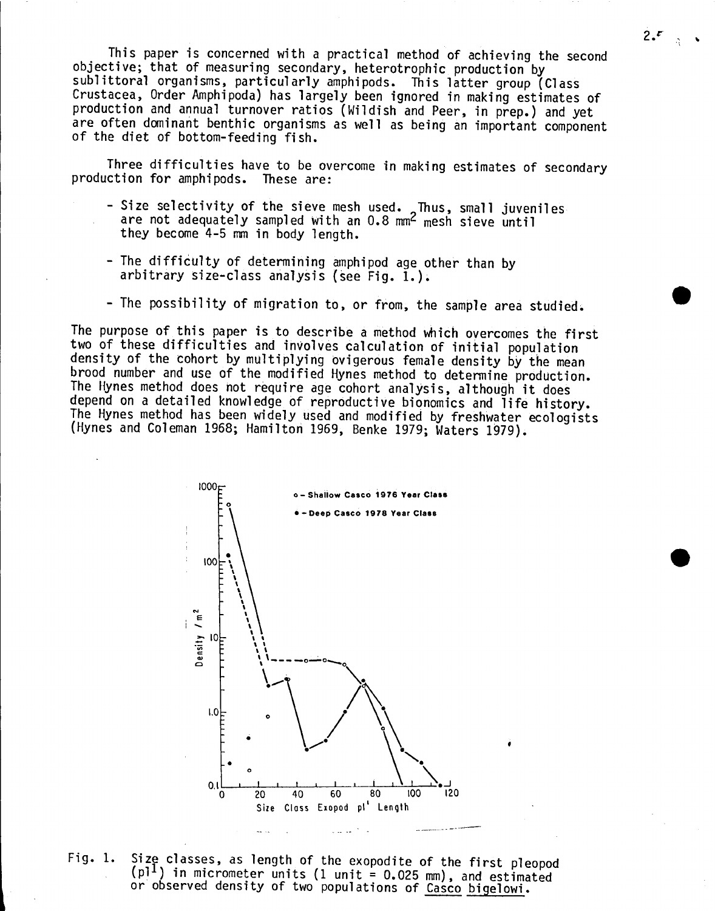This paper is concerned with a practical method of achieving the second objective; that of measuring secondary, heterotrophic production by sublittoral organisms, particularly amphipods. This latter group (Class Crustacea, Order Amphipoda) has largely been ignored in making estimates of production and annual turnover ratios (Wildish and Peer, in prep.) and yet are often dominant benthic organisms as well as being an important component of the diet of bottom-feeding fish.

Three difficulties have to be overcome in making estimates of secondary production for amphipods. These are:

- Size selectivity of the sieve mesh used. Thus, small juveniles are not adequately sampled with an 0.8 $mm^2$ mesh sieve until they become 4-5 mm in body length.
- The difficulty of determining amphipod age other than by arbitrary size-class analysis (see Fig. 1.).
- The possibility of migration to, or from, the sample area studied.

The purpose of this paper is to describe a method which overcomes the first two of these difficulties and involves calculation of initial population density of the cohort by multiplying ovigerous female density by the mean brood number and use of the modified Hynes method to determine production. The Hynes method does not require age cohort analysis, although it does depend on a detailed knowledge of reproductive bionomics and life history. The Hynes method has been widely used and modified by freshwater ecologists (Hynes and Coleman 1968; Hamilton 1969, Benke 1979; Waters 1979).

Fig. 1. Size classes, as length of the exopodite of the first pleopod ($pl^1$) in micrometer units (1 unit = 0.025 mm), and estimated or observed density of two populations of Casco bigelowi.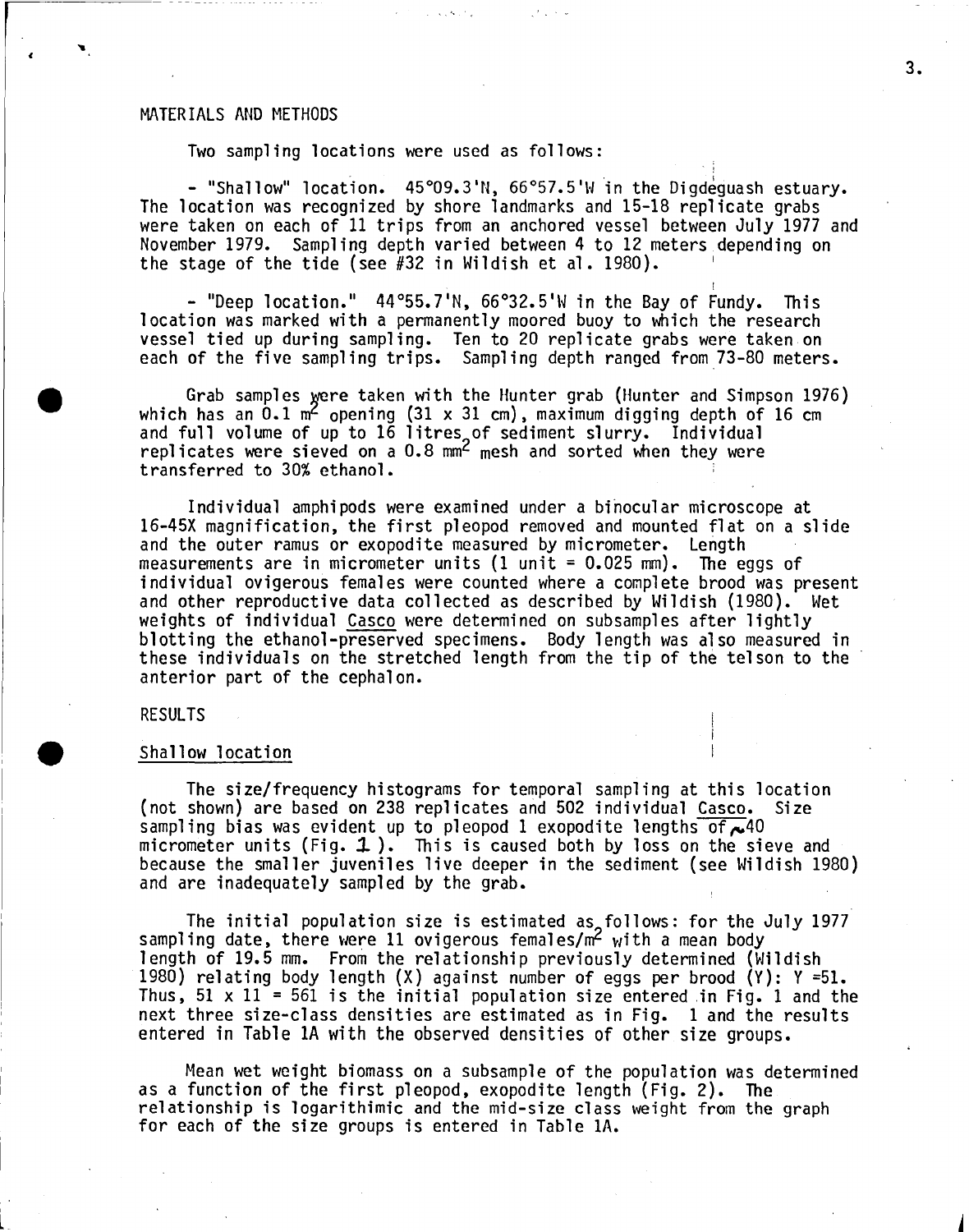## MATERIALS AND METHODS

Two sampling locations were used as follows:

- "Shallow" location. 45°09.3'N, 66°57.5'W in the Digdeguash estuary. The location was recognized by shore landmarks and 15-18 replicate grabs were taken on each of 11 trips from an anchored vessel between July 1977 and November 1979. Sampling depth varied between 4 to 12 meters depending on the stage of the tide (see #32 in Wildish et al. 1980).

- "Deep location." 44°55.7'N, 66°32.5'W in the Bay of Fundy. This location was marked with a permanently moored buoy to which the research vessel tied up during sampling. Ten to 20 replicate grabs were taken on each of the five sampling trips. Sampling depth ranged from 73-80 meters.

Grab samples were taken with the Hunter grab (Hunter and Simpson 1976) which has an 0.1 $m^2$ opening (31 x 31 cm), maximum digging depth of 16 cm and full volume of up to 16 litres of sediment slurry. Individual replicates were sieved on a 0.8 $mm^2$ mesh and sorted when they were transferred to 30% ethanol.

Individual amphipods were examined under a binocular microscope at 16-45X magnification, the first pleopod removed and mounted flat on a slide and the outer ramus or exopodite measured by micrometer. Length measurements are in micrometer units (1 unit = 0.025 mm). The eggs of individual ovigerous females were counted where a complete brood was present and other reproductive data collected as described by Wildish (1980). Wet weights of individual Casco were determined on subsamples after lightly blotting the ethanol-preserved specimens. Body length was also measured in these individuals on the stretched length from the tip of the telson to the anterior part of the cephalon.

## RESULTS

### Shallow location

The size/frequency histograms for temporal sampling at this location (not shown) are based on 238 replicates and 502 individual Casco. Size sampling bias was evident up to pleopod 1 exopodite lengths of ~40 micrometer units (Fig. 1). This is caused both by loss on the sieve and because the smaller juveniles live deeper in the sediment (see Wildish 1980) and are inadequately sampled by the grab.

The initial population size is estimated as follows: for the July 1977 sampling date, there were 11 ovigerous females/$m^2$ with a mean body length of 19.5 mm. From the relationship previously determined (Wildish 1980) relating body length (X) against number of eggs per brood (Y): Y =51. Thus, 51 x 11 = 561 is the initial population size entered in Fig. 1 and the next three size-class densities are estimated as in Fig. 1 and the results entered in Table 1A with the observed densities of other size groups.

Mean wet weight biomass on a subsample of the population was determined as a function of the first pleopod, exopodite length (Fig. 2). The relationship is logarithimic and the mid-size class weight from the graph for each of the size groups is entered in Table 1A.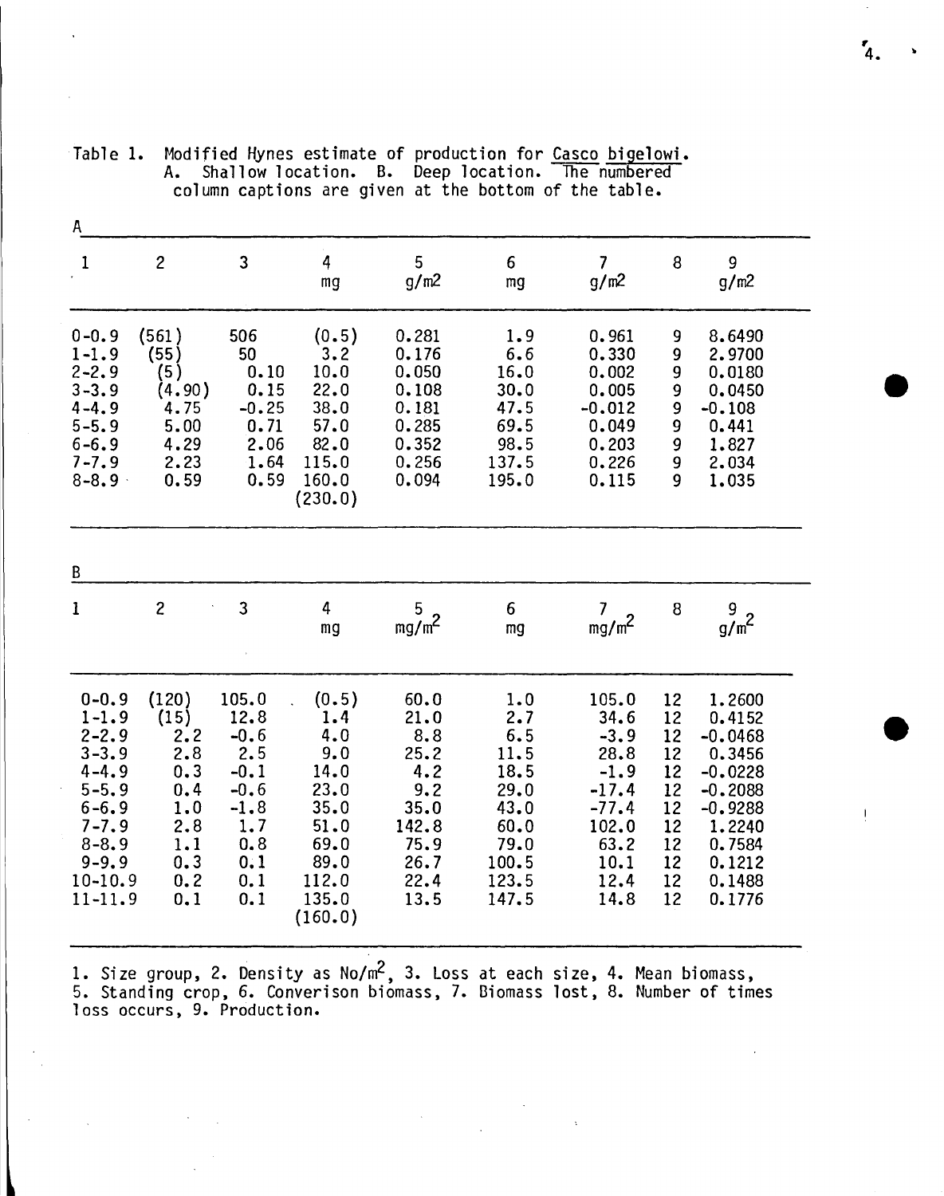Table 1. Modified Hynes estimate of production for Casco bigelowi. A. Shallow location. B. Deep location. The numbered column captions are given at the bottom of the table.

A

| 1 | 2 | 3 | 4 mg | 5 g/m2 | 6 mg | 7 g/m2 | 8 | 9 g/m2 |
|---|---|---|---|---|---|---|---|---|
| 0-0.9 | (561) | 506 | (0.5) | 0.281 | 1.9 | 0.961 | 9 | 8.6490 |
| 1-1.9 | (55) | 50 | 3.2 | 0.176 | 6.6 | 0.330 | 9 | 2.9700 |
| 2-2.9 | (5) | 0.10 | 10.0 | 0.050 | 16.0 | 0.002 | 9 | 0.0180 |
| 3-3.9 | (4.90) | 0.15 | 22.0 | 0.108 | 30.0 | 0.005 | 9 | 0.0450 |
| 4-4.9 | 4.75 | -0.25 | 38.0 | 0.181 | 47.5 | -0.012 | 9 | -0.108 |
| 5-5.9 | 5.00 | 0.71 | 57.0 | 0.285 | 69.5 | 0.049 | 9 | 0.441 |
| 6-6.9 | 4.29 | 2.06 | 82.0 | 0.352 | 98.5 | 0.203 | 9 | 1.827 |
| 7-7.9 | 2.23 | 1.64 | 115.0 | 0.256 | 137.5 | 0.226 | 9 | 2.034 |
| 8-8.9 | 0.59 | 0.59 | 160.0 | 0.094 | 195.0 | 0.115 | 9 | 1.035 |
| | | | (230.0) | | | | | |

B

| 1 | 2 | 3 | 4 mg | 5 mg/m$^2$ | 6 mg | 7 mg/m$^2$ | 8 | 9 g/m$^2$ |
|---|---|---|---|---|---|---|---|---|
| 0-0.9 | (120) | 105.0 | (0.5) | 60.0 | 1.0 | 105.0 | 12 | 1.2600 |
| 1-1.9 | (15) | 12.8 | 1.4 | 21.0 | 2.7 | 34.6 | 12 | 0.4152 |
| 2-2.9 | 2.2 | -0.6 | 4.0 | 8.8 | 6.5 | -3.9 | 12 | -0.0468 |
| 3-3.9 | 2.8 | 2.5 | 9.0 | 25.2 | 11.5 | 28.8 | 12 | 0.3456 |
| 4-4.9 | 0.3 | -0.1 | 14.0 | 4.2 | 18.5 | -1.9 | 12 | -0.0228 |
| 5-5.9 | 0.4 | -0.6 | 23.0 | 9.2 | 29.0 | -17.4 | 12 | -0.2088 |
| 6-6.9 | 1.0 | -1.8 | 35.0 | 35.0 | 43.0 | -77.4 | 12 | -0.9288 |
| 7-7.9 | 2.8 | 1.7 | 51.0 | 142.8 | 60.0 | 102.0 | 12 | 1.2240 |
| 8-8.9 | 1.1 | 0.8 | 69.0 | 75.9 | 79.0 | 63.2 | 12 | 0.7584 |
| 9-9.9 | 0.3 | 0.1 | 89.0 | 26.7 | 100.5 | 10.1 | 12 | 0.1212 |
| 10-10.9 | 0.2 | 0.1 | 112.0 | 22.4 | 123.5 | 12.4 | 12 | 0.1488 |
| 11-11.9 | 0.1 | 0.1 | 135.0 | 13.5 | 147.5 | 14.8 | 12 | 0.1776 |
| | | | (160.0) | | | | | |

1. Size group, 2. Density as No/m$^2$, 3. Loss at each size, 4. Mean biomass, 5. Standing crop, 6. Converison biomass, 7. Biomass lost, 8. Number of times loss occurs, 9. Production.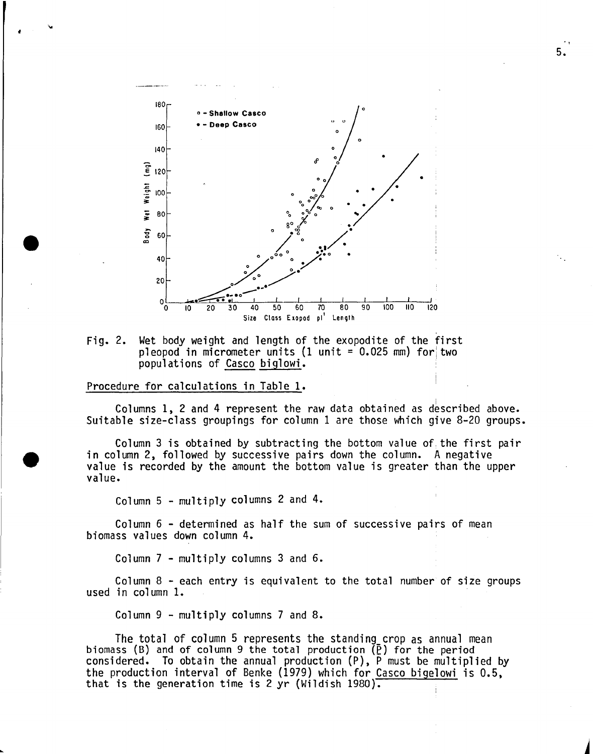Fig. 2. Wet body weight and length of the exopodite of the first pleopod in micrometer units (1 unit = 0.025 mm) for two populations of *Casco biglowi*.

Procedure for calculations in Table 1.

Columns 1, 2 and 4 represent the raw data obtained as described above. Suitable size-class groupings for column 1 are those which give 8-20 groups.

Column 3 is obtained by subtracting the bottom value of the first pair in column 2, followed by successive pairs down the column. A negative value is recorded by the amount the bottom value is greater than the upper value.

Column 5 - multiply columns 2 and 4.

Column 6 - determined as half the sum of successive pairs of mean biomass values down column 4.

Column 7 - multiply columns 3 and 6.

Column 8 - each entry is equivalent to the total number of size groups used in column 1.

Column 9 - multiply columns 7 and 8.

The total of column 5 represents the standing crop as annual mean biomass (B) and of column 9 the total production ($\underline{P}$) for the period considered. To obtain the annual production (P), P must be multiplied by the production interval of Benke (1979) which for *Casco bigelowi* is 0.5, that is the generation time is 2 yr (Wildish 1980).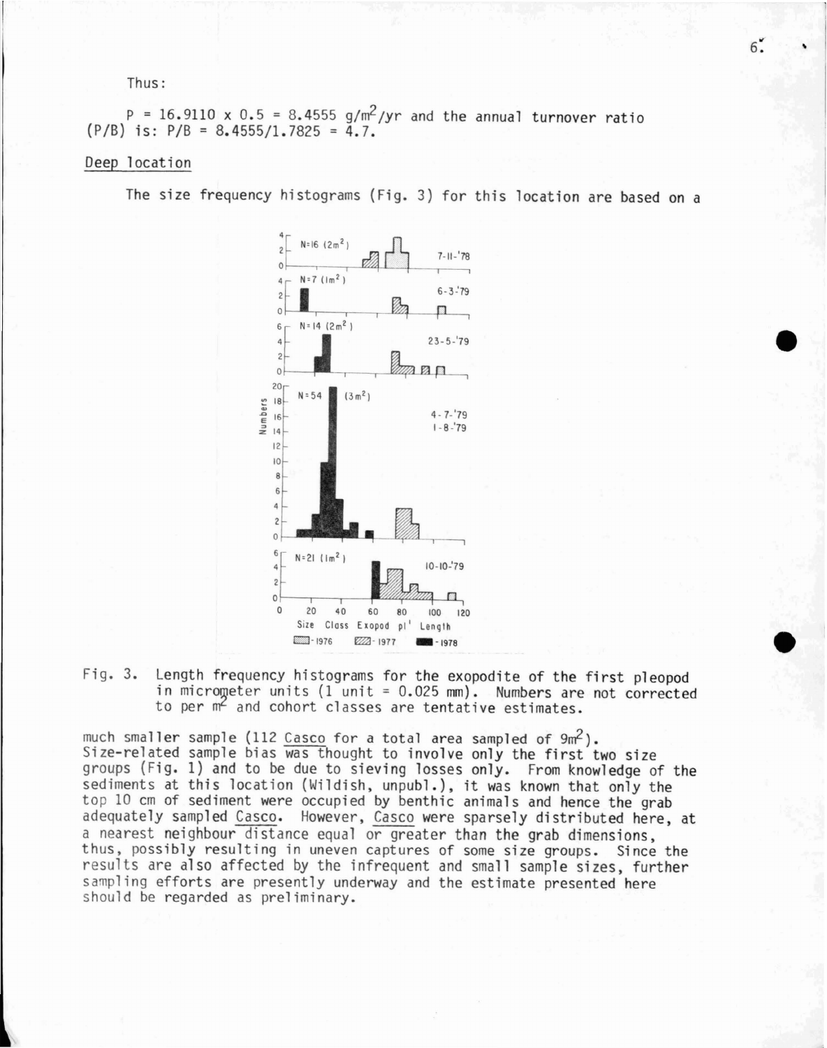Thus:

$P = 16.9110 \times 0.5 = 8.4555$ g/m$^2$/yr and the annual turnover ratio (P/B) is: $P/B = 8.4555/1.7825 = 4.7$.

Deep location

The size frequency histograms (Fig. 3) for this location are based on a

Fig. 3. Length frequency histograms for the exopodite of the first pleopod in micrometer units (1 unit = 0.025 mm). Numbers are not corrected to per m$^2$ and cohort classes are tentative estimates.

much smaller sample (112 Casco for a total area sampled of 9m$^2$). Size-related sample bias was thought to involve only the first two size groups (Fig. 1) and to be due to sieving losses only. From knowledge of the sediments at this location (Wildish, unpubl.), it was known that only the top 10 cm of sediment were occupied by benthic animals and hence the grab adequately sampled Casco. However, Casco were sparsely distributed here, at a nearest neighbour distance equal or greater than the grab dimensions, thus, possibly resulting in uneven captures of some size groups. Since the results are also affected by the infrequent and small sample sizes, further sampling efforts are presently underway and the estimate presented here should be regarded as preliminary.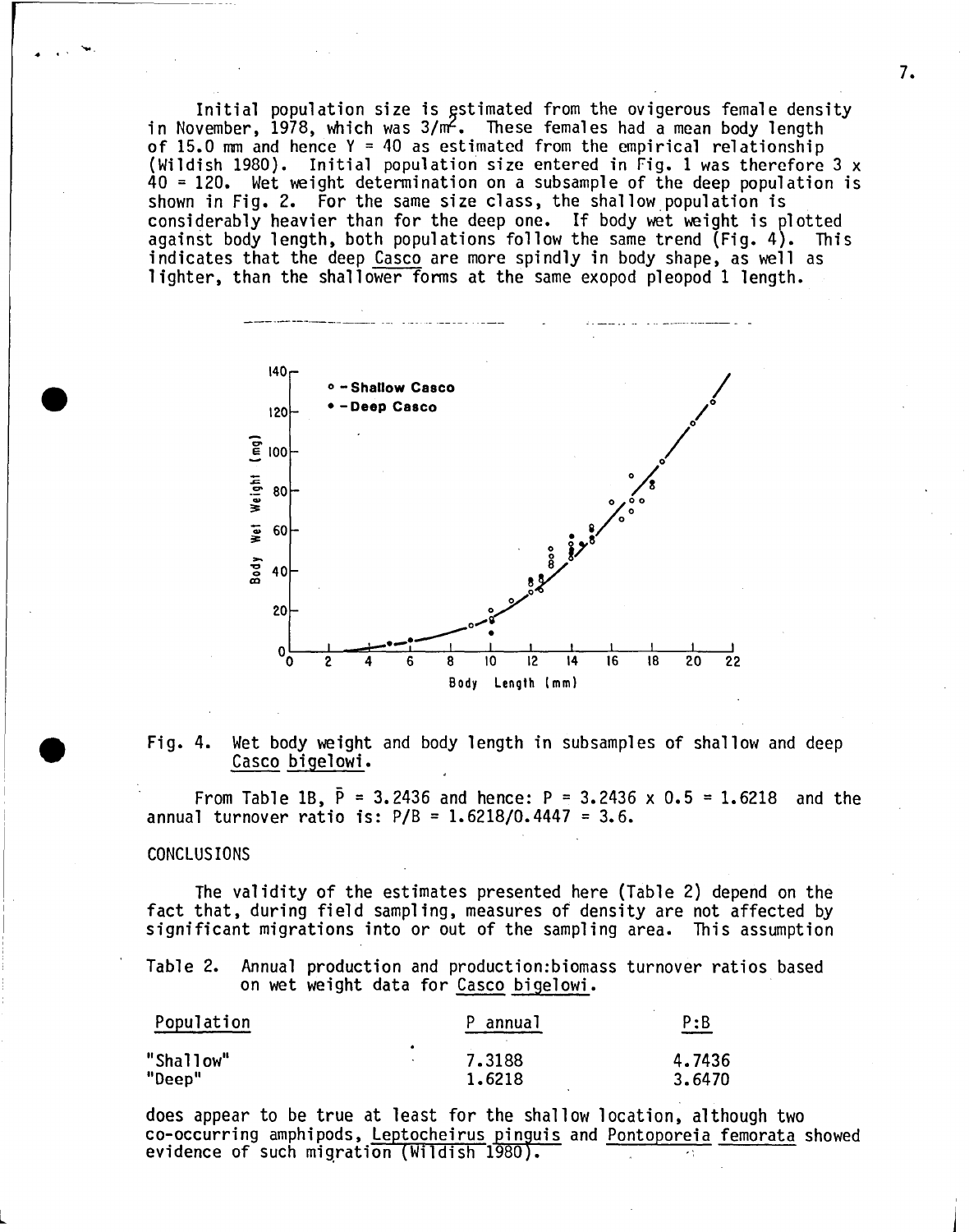Initial population size is estimated from the ovigerous female density in November, 1978, which was $3/m^2$. These females had a mean body length of 15.0 mm and hence Y = 40 as estimated from the empirical relationship (Wildish 1980). Initial population size entered in Fig. 1 was therefore 3 x 40 = 120. Wet weight determination on a subsample of the deep population is shown in Fig. 2. For the same size class, the shallow population is considerably heavier than for the deep one. If body wet weight is plotted against body length, both populations follow the same trend (Fig. 4). This indicates that the deep *Casco* are more spindly in body shape, as well as lighter, than the shallower forms at the same exopod pleopod 1 length.

Fig. 4. Wet body weight and body length in subsamples of shallow and deep *Casco bigelowi*.

From Table 1B, $\bar{P} = 3.2436$ and hence: $P = 3.2436 \times 0.5 = 1.6218$ and the annual turnover ratio is: $P/B = 1.6218/0.4447 = 3.6$.

## CONCLUSIONS

The validity of the estimates presented here (Table 2) depend on the fact that, during field sampling, measures of density are not affected by significant migrations into or out of the sampling area. This assumption

Table 2. Annual production and production:biomass turnover ratios based on wet weight data for *Casco bigelowi*.

| Population | P annual | P:B |
|---|---|---|
| "Shallow" | 7.3188 | 4.7436 |
| "Deep" | 1.6218 | 3.6470 |

does appear to be true at least for the shallow location, although two co-occurring amphipods, *Leptocheirus pinguis* and *Pontoporeia femorata* showed evidence of such migration (Wildish 1980).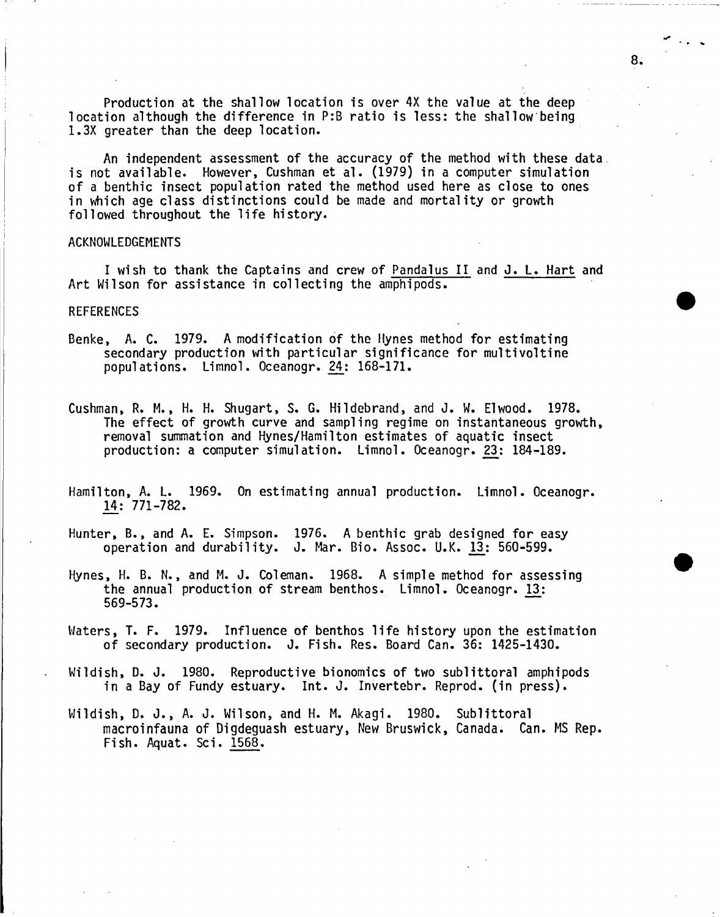Production at the shallow location is over 4X the value at the deep location although the difference in P:B ratio is less: the shallow being 1.3X greater than the deep location.

An independent assessment of the accuracy of the method with these data is not available. However, Cushman et al. (1979) in a computer simulation of a benthic insect population rated the method used here as close to ones in which age class distinctions could be made and mortality or growth followed throughout the life history.

## ACKNOWLEDGEMENTS

I wish to thank the Captains and crew of Pandalus II and J. L. Hart and Art Wilson for assistance in collecting the amphipods.

## REFERENCES

Benke, A. C. 1979. A modification of the Hynes method for estimating secondary production with particular significance for multivoltine populations. Limnol. Oceanogr. 24: 168-171.

Cushman, R. M., H. H. Shugart, S. G. Hildebrand, and J. W. Elwood. 1978. The effect of growth curve and sampling regime on instantaneous growth, removal summation and Hynes/Hamilton estimates of aquatic insect production: a computer simulation. Limnol. Oceanogr. 23: 184-189.

Hamilton, A. L. 1969. On estimating annual production. Limnol. Oceanogr. 14: 771-782.

Hunter, B., and A. E. Simpson. 1976. A benthic grab designed for easy operation and durability. J. Mar. Bio. Assoc. U.K. 13: 560-599.

Hynes, H. B. N., and M. J. Coleman. 1968. A simple method for assessing the annual production of stream benthos. Limnol. Oceanogr. 13: 569-573.

Waters, T. F. 1979. Influence of benthos life history upon the estimation of secondary production. J. Fish. Res. Board Can. 36: 1425-1430.

Wildish, D. J. 1980. Reproductive bionomics of two sublittoral amphipods in a Bay of Fundy estuary. Int. J. Invertebr. Reprod. (in press).

Wildish, D. J., A. J. Wilson, and H. M. Akagi. 1980. Sublittoral macroinfauna of Digdeguash estuary, New Bruswick, Canada. Can. MS Rep. Fish. Aquat. Sci. 1568.